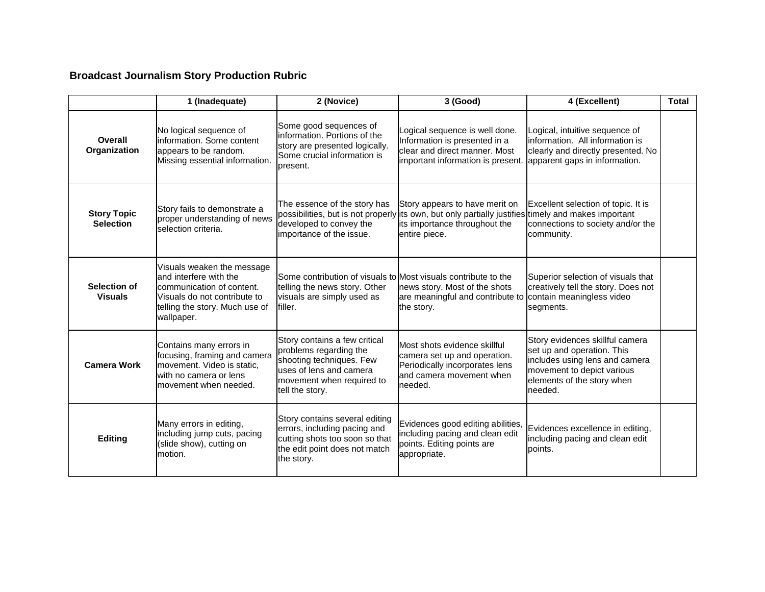**Broadcast Journalism Story Production Rubric**

| | 1 (Inadequate) | 2 (Novice) | 3 (Good) | 4 (Excellent) | Total |
|---|---|---|---|---|---|
| **Overall Organization** | No logical sequence of information. Some content appears to be random. Missing essential information. | Some good sequences of information. Portions of the story are presented logically. Some crucial information is present. | Logical sequence is well done. Information is presented in a clear and direct manner. Most important information is present. | Logical, intuitive sequence of information. All information is clearly and directly presented. No apparent gaps in information. | |
| **Story Topic Selection** | Story fails to demonstrate a proper understanding of news selection criteria. | The essence of the story has possibilities, but is not properly developed to convey the importance of the issue. | Story appears to have merit on its own, but only partially justifies its importance throughout the entire piece. | Excellent selection of topic. It is timely and makes important connections to society and/or the community. | |
| **Selection of Visuals** | Visuals weaken the message and interfere with the communication of content. Visuals do not contribute to telling the story. Much use of wallpaper. | Some contribution of visuals to telling the news story. Other visuals are simply used as filler. | Most visuals contribute to the news story. Most of the shots are meaningful and contribute to the story. | Superior selection of visuals that creatively tell the story. Does not contain meaningless video segments. | |
| **Camera Work** | Contains many errors in focusing, framing and camera movement. Video is static, with no camera or lens movement when needed. | Story contains a few critical problems regarding the shooting techniques. Few uses of lens and camera movement when required to tell the story. | Most shots evidence skillful camera set up and operation. Periodically incorporates lens and camera movement when needed. | Story evidences skillful camera set up and operation. This includes using lens and camera movement to depict various elements of the story when needed. | |
| **Editing** | Many errors in editing, including jump cuts, pacing (slide show), cutting on motion. | Story contains several editing errors, including pacing and cutting shots too soon so that the edit point does not match the story. | Evidences good editing abilities, including pacing and clean edit points. Editing points are appropriate. | Evidences excellence in editing, including pacing and clean edit points. | |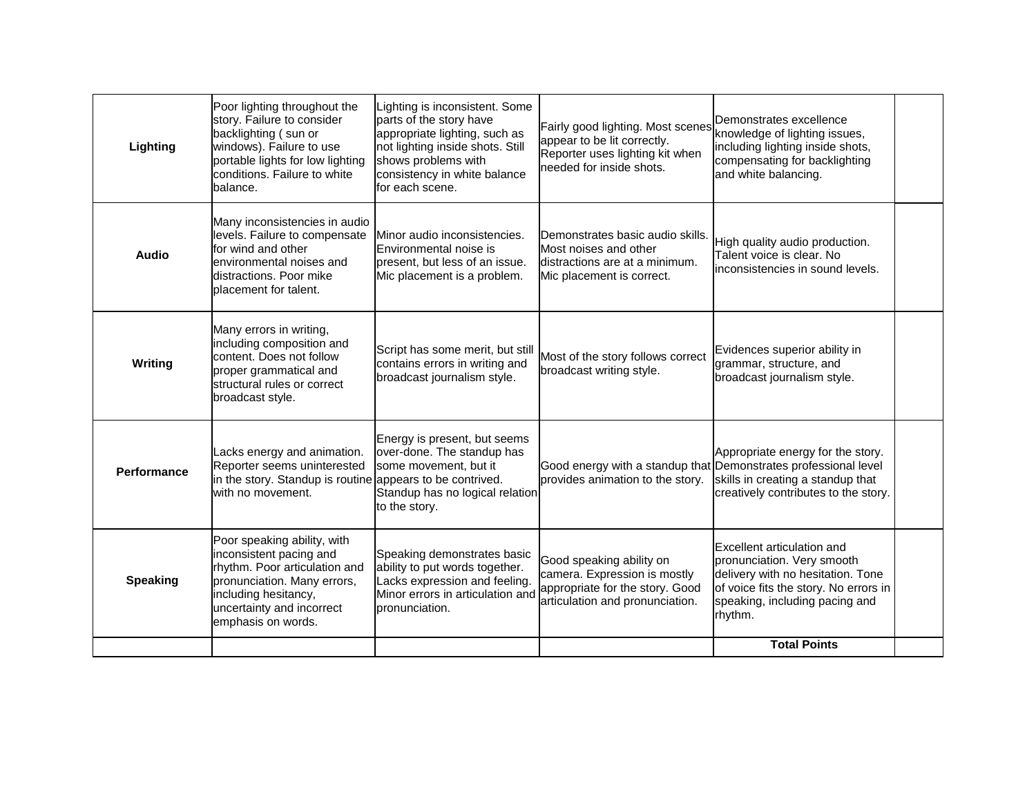| | | | | | |
|---|---|---|---|---|---|
| **Lighting** | Poor lighting throughout the story. Failure to consider backlighting ( sun or windows). Failure to use portable lights for low lighting conditions. Failure to white balance. | Lighting is inconsistent. Some parts of the story have appropriate lighting, such as not lighting inside shots. Still shows problems with consistency in white balance for each scene. | Fairly good lighting. Most scenes appear to be lit correctly. Reporter uses lighting kit when needed for inside shots. | Demonstrates excellence knowledge of lighting issues, including lighting inside shots, compensating for backlighting and white balancing. | |
| **Audio** | Many inconsistencies in audio levels. Failure to compensate for wind and other environmental noises and distractions. Poor mike placement for talent. | Minor audio inconsistencies. Environmental noise is present, but less of an issue. Mic placement is a problem. | Demonstrates basic audio skills. Most noises and other distractions are at a minimum. Mic placement is correct. | High quality audio production. Talent voice is clear. No inconsistencies in sound levels. | |
| **Writing** | Many errors in writing, including composition and content. Does not follow proper grammatical and structural rules or correct broadcast style. | Script has some merit, but still contains errors in writing and broadcast journalism style. | Most of the story follows correct broadcast writing style. | Evidences superior ability in grammar, structure, and broadcast journalism style. | |
| **Performance** | Lacks energy and animation. Reporter seems uninterested in the story. Standup is routine with no movement. | Energy is present, but seems over-done. The standup has some movement, but it appears to be contrived. Standup has no logical relation to the story. | Good energy with a standup that provides animation to the story. | Appropriate energy for the story. Demonstrates professional level skills in creating a standup that creatively contributes to the story. | |
| **Speaking** | Poor speaking ability, with inconsistent pacing and rhythm. Poor articulation and pronunciation. Many errors, including hesitancy, uncertainty and incorrect emphasis on words. | Speaking demonstrates basic ability to put words together. Lacks expression and feeling. Minor errors in articulation and pronunciation. | Good speaking ability on camera. Expression is mostly appropriate for the story. Good articulation and pronunciation. | Excellent articulation and pronunciation. Very smooth delivery with no hesitation. Tone of voice fits the story. No errors in speaking, including pacing and rhythm. | |
| | | | | **Total Points** | |